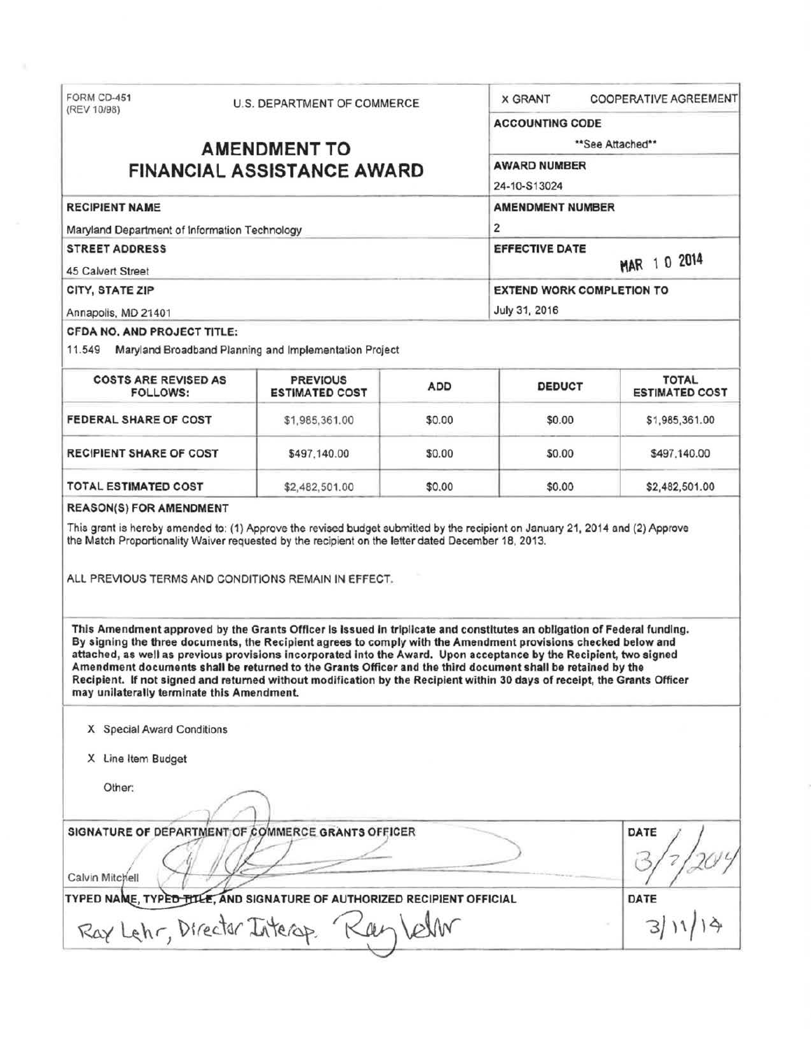FORM CD-451
(REV 10/98)

U.S. DEPARTMENT OF COMMERCE

# AMENDMENT TO FINANCIAL ASSISTANCE AWARD

X GRANT    COOPERATIVE AGREEMENT

**ACCOUNTING CODE**
**See Attached**

**AWARD NUMBER**
24-10-S13024

**RECIPIENT NAME**
Maryland Department of Information Technology

**AMENDMENT NUMBER**
2

**STREET ADDRESS**
45 Calvert Street

**EFFECTIVE DATE**
MAR 10 2014

**CITY, STATE ZIP**
Annapolis, MD 21401

**EXTEND WORK COMPLETION TO**
July 31, 2016

**CFDA NO. AND PROJECT TITLE:**
11.549 Maryland Broadband Planning and Implementation Project

| COSTS ARE REVISED AS FOLLOWS: | PREVIOUS ESTIMATED COST | ADD | DEDUCT | TOTAL ESTIMATED COST |
|---|---|---|---|---|
| FEDERAL SHARE OF COST | $1,985,361.00 | $0.00 | $0.00 | $1,985,361.00 |
| RECIPIENT SHARE OF COST | $497,140.00 | $0.00 | $0.00 | $497,140.00 |
| TOTAL ESTIMATED COST | $2,482,501.00 | $0.00 | $0.00 | $2,482,501.00 |

**REASON(S) FOR AMENDMENT**

This grant is hereby amended to: (1) Approve the revised budget submitted by the recipient on January 21, 2014 and (2) Approve the Match Proportionality Waiver requested by the recipient on the letter dated December 18, 2013.

ALL PREVIOUS TERMS AND CONDITIONS REMAIN IN EFFECT.

**This Amendment approved by the Grants Officer is issued in triplicate and constitutes an obligation of Federal funding. By signing the three documents, the Recipient agrees to comply with the Amendment provisions checked below and attached, as well as previous provisions incorporated into the Award. Upon acceptance by the Recipient, two signed Amendment documents shall be returned to the Grants Officer and the third document shall be retained by the Recipient. If not signed and returned without modification by the Recipient within 30 days of receipt, the Grants Officer may unilaterally terminate this Amendment.**

X Special Award Conditions

X Line Item Budget

Other:

**SIGNATURE OF DEPARTMENT OF COMMERCE GRANTS OFFICER**
Calvin Mitchell

**DATE**
3/7/2014

**TYPED NAME, TYPED TITLE, AND SIGNATURE OF AUTHORIZED RECIPIENT OFFICIAL**
Ray Lehr, Director Interop. Ray Lehr

**DATE**
3/11/14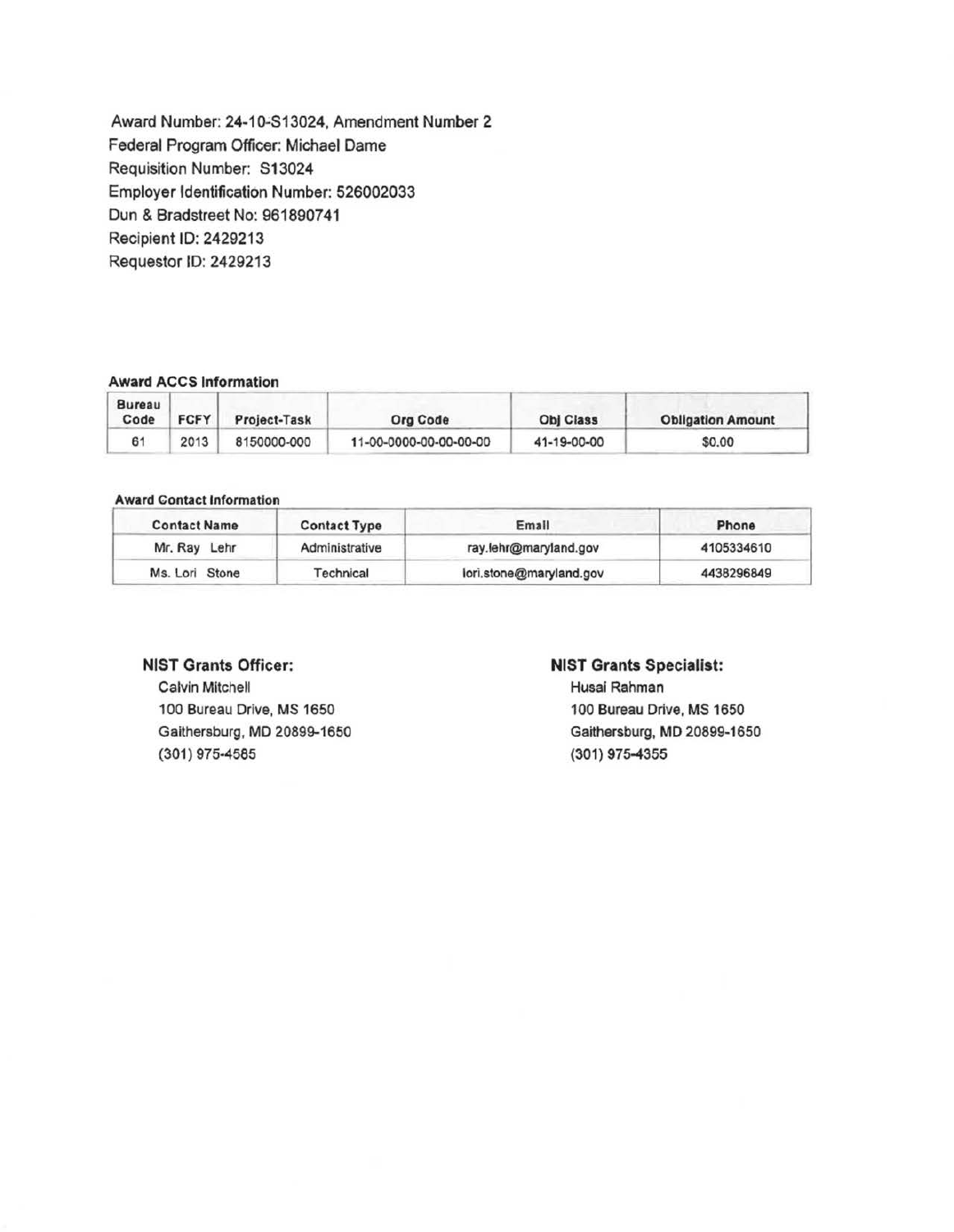Award Number: 24-10-S13024, Amendment Number 2
Federal Program Officer: Michael Dame
Requisition Number: S13024
Employer Identification Number: 526002033
Dun & Bradstreet No: 961890741
Recipient ID: 2429213
Requestor ID: 2429213

**Award ACCS Information**

| Bureau Code | FCFY | Project-Task | Org Code | Obj Class | Obligation Amount |
|---|---|---|---|---|---|
| 61 | 2013 | 8150000-000 | 11-00-0000-00-00-00-00 | 41-19-00-00 | $0.00 |

**Award Contact Information**

| Contact Name | Contact Type | Email | Phone |
|---|---|---|---|
| Mr. Ray Lehr | Administrative | ray.lehr@maryland.gov | 4105334610 |
| Ms. Lori Stone | Technical | lori.stone@maryland.gov | 4438296849 |

**NIST Grants Officer:**
Calvin Mitchell
100 Bureau Drive, MS 1650
Gaithersburg, MD 20899-1650
(301) 975-4585

**NIST Grants Specialist:**
Husai Rahman
100 Bureau Drive, MS 1650
Gaithersburg, MD 20899-1650
(301) 975-4355